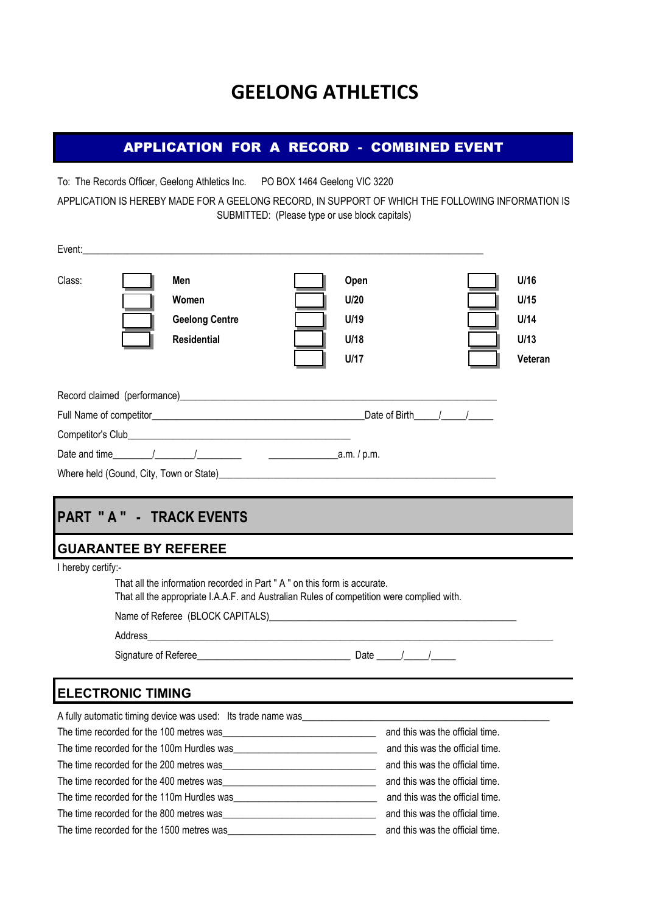# GEELONG ATHLETICS

## APPLICATION FOR A RECORD - COMBINED EVENT

To: The Records Officer, Geelong Athletics Inc. PO BOX 1464 Geelong VIC 3220

APPLICATION IS HEREBY MADE FOR A GEELONG RECORD, IN SUPPORT OF WHICH THE FOLLOWING INFORMATION IS SUBMITTED: (Please type or use block capitals)

Event:\_\_\_\_\_\_\_\_\_\_\_\_\_\_\_\_\_\_\_\_\_\_\_\_\_\_\_\_\_\_\_\_\_\_\_\_\_\_\_\_\_\_\_\_\_\_\_\_\_\_\_\_\_\_\_\_\_\_\_\_

Class:

| | | | | | |
|---|---|---|---|---|---|
| ☐ | **Men** | ☐ | **Open** | ☐ | **U/16** |
| ☐ | **Women** | ☐ | **U/20** | ☐ | **U/15** |
| ☐ | **Geelong Centre** | ☐ | **U/19** | ☐ | **U/14** |
| ☐ | **Residential** | ☐ | **U/18** | ☐ | **U/13** |
| | | ☐ | **U/17** | ☐ | **Veteran** |

Record claimed (performance)\_\_\_\_\_\_\_\_\_\_\_\_\_\_\_\_\_\_\_\_\_\_\_\_\_\_\_\_\_\_\_\_\_\_\_\_\_\_\_\_\_\_\_\_\_\_\_\_\_\_\_\_

Full Name of competitor\_\_\_\_\_\_\_\_\_\_\_\_\_\_\_\_\_\_\_\_\_\_\_\_\_\_\_\_\_\_\_\_\_\_\_\_\_\_\_\_Date of Birth\_\_\_\_/\_\_\_\_/\_\_\_\_

Competitor's Club\_\_\_\_\_\_\_\_\_\_\_\_\_\_\_\_\_\_\_\_\_\_\_\_\_\_\_\_\_\_\_\_\_\_\_\_\_\_\_\_\_\_\_\_

Date and time\_\_\_\_\_\_\_/\_\_\_\_\_\_\_/\_\_\_\_\_\_\_\_ \_\_\_\_\_\_\_\_\_\_\_\_\_a.m. / p.m.

Where held (Gound, City, Town or State)\_\_\_\_\_\_\_\_\_\_\_\_\_\_\_\_\_\_\_\_\_\_\_\_\_\_\_\_\_\_\_\_\_\_\_\_\_\_\_\_\_\_\_\_\_\_\_\_\_\_

## PART " A " - TRACK EVENTS

### GUARANTEE BY REFEREE

I hereby certify:-

That all the information recorded in Part " A " on this form is accurate.
That all the appropriate I.A.A.F. and Australian Rules of competition were complied with.

Name of Referee (BLOCK CAPITALS)\_\_\_\_\_\_\_\_\_\_\_\_\_\_\_\_\_\_\_\_\_\_\_\_\_\_\_\_\_\_\_\_\_\_\_\_\_\_\_\_\_\_\_\_\_\_\_\_\_

Address\_\_\_\_\_\_\_\_\_\_\_\_\_\_\_\_\_\_\_\_\_\_\_\_\_\_\_\_\_\_\_\_\_\_\_\_\_\_\_\_\_\_\_\_\_\_\_\_\_\_\_\_\_\_\_\_\_\_\_\_\_\_\_\_\_\_\_\_\_\_\_\_\_\_

Signature of Referee\_\_\_\_\_\_\_\_\_\_\_\_\_\_\_\_\_\_\_\_\_\_\_\_\_\_\_\_\_\_ Date \_\_\_\_/\_\_\_\_/\_\_\_\_

### ELECTRONIC TIMING

A fully automatic timing device was used: Its trade name was\_\_\_\_\_\_\_\_\_\_\_\_\_\_\_\_\_\_\_\_\_\_\_\_\_\_\_\_\_\_\_\_\_\_\_\_\_\_\_\_\_\_\_\_\_\_\_\_

The time recorded for the 100 metres was\_\_\_\_\_\_\_\_\_\_\_\_\_\_\_\_\_\_\_\_\_\_\_\_\_\_\_\_\_\_ and this was the official time.

The time recorded for the 100m Hurdles was\_\_\_\_\_\_\_\_\_\_\_\_\_\_\_\_\_\_\_\_\_\_\_\_\_\_\_\_\_\_ and this was the official time.

The time recorded for the 200 metres was\_\_\_\_\_\_\_\_\_\_\_\_\_\_\_\_\_\_\_\_\_\_\_\_\_\_\_\_\_\_ and this was the official time.

The time recorded for the 400 metres was\_\_\_\_\_\_\_\_\_\_\_\_\_\_\_\_\_\_\_\_\_\_\_\_\_\_\_\_\_\_ and this was the official time.

The time recorded for the 110m Hurdles was\_\_\_\_\_\_\_\_\_\_\_\_\_\_\_\_\_\_\_\_\_\_\_\_\_\_\_\_\_\_ and this was the official time.

The time recorded for the 800 metres was\_\_\_\_\_\_\_\_\_\_\_\_\_\_\_\_\_\_\_\_\_\_\_\_\_\_\_\_\_\_ and this was the official time.

The time recorded for the 1500 metres was\_\_\_\_\_\_\_\_\_\_\_\_\_\_\_\_\_\_\_\_\_\_\_\_\_\_\_\_\_\_ and this was the official time.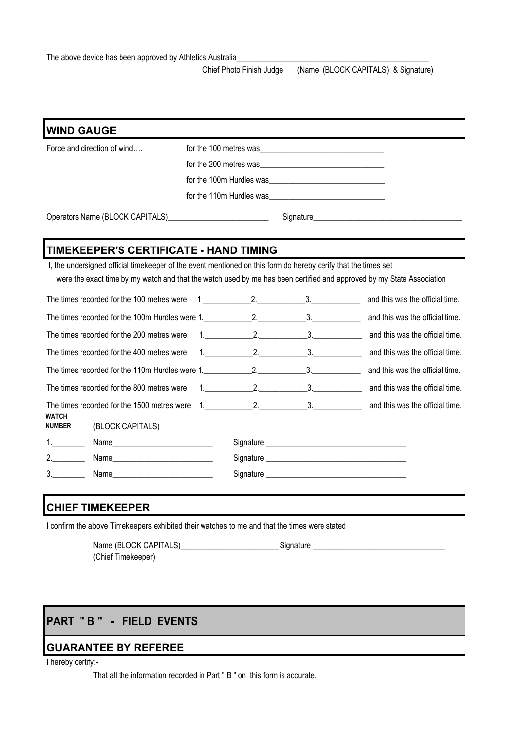The above device has been approved by Athletics Australia\_\_\_\_\_\_\_\_\_\_\_\_\_\_\_\_\_\_\_\_\_\_\_\_\_\_\_\_\_\_\_\_\_\_\_\_\_\_\_\_\_\_\_\_\_\_\_\_

Chief Photo Finish Judge (Name (BLOCK CAPITALS) & Signature)

## WIND GAUGE

Force and direction of wind….

for the 100 metres was\_\_\_\_\_\_\_\_\_\_\_\_\_\_\_\_\_\_\_\_\_\_\_\_\_\_\_\_\_\_

for the 200 metres was\_\_\_\_\_\_\_\_\_\_\_\_\_\_\_\_\_\_\_\_\_\_\_\_\_\_\_\_\_\_

for the 100m Hurdles was\_\_\_\_\_\_\_\_\_\_\_\_\_\_\_\_\_\_\_\_\_\_\_\_\_\_\_\_

for the 110m Hurdles was\_\_\_\_\_\_\_\_\_\_\_\_\_\_\_\_\_\_\_\_\_\_\_\_\_\_\_\_

Operators Name (BLOCK CAPITALS)\_\_\_\_\_\_\_\_\_\_\_\_\_\_\_\_\_\_\_\_\_\_\_\_\_\_ Signature\_\_\_\_\_\_\_\_\_\_\_\_\_\_\_\_\_\_\_\_\_\_\_\_\_\_\_\_\_\_\_\_\_\_\_\_\_\_

## TIMEKEEPER'S CERTIFICATE - HAND TIMING

I, the undersigned official timekeeper of the event mentioned on this form do hereby cerify that the times set were the exact time by my watch and that the watch used by me has been certified and approved by my State Association

The times recorded for the 100 metres were 1.\_\_\_\_\_\_\_\_\_\_\_\_ 2.\_\_\_\_\_\_\_\_\_\_\_\_ 3.\_\_\_\_\_\_\_\_\_\_\_\_ and this was the official time.

The times recorded for the 100m Hurdles were 1.\_\_\_\_\_\_\_\_\_\_\_\_ 2.\_\_\_\_\_\_\_\_\_\_\_\_ 3.\_\_\_\_\_\_\_\_\_\_\_\_ and this was the official time.

The times recorded for the 200 metres were 1.\_\_\_\_\_\_\_\_\_\_\_\_ 2.\_\_\_\_\_\_\_\_\_\_\_\_ 3.\_\_\_\_\_\_\_\_\_\_\_\_ and this was the official time.

The times recorded for the 400 metres were 1.\_\_\_\_\_\_\_\_\_\_\_\_ 2.\_\_\_\_\_\_\_\_\_\_\_\_ 3.\_\_\_\_\_\_\_\_\_\_\_\_ and this was the official time.

The times recorded for the 110m Hurdles were 1.\_\_\_\_\_\_\_\_\_\_\_\_ 2.\_\_\_\_\_\_\_\_\_\_\_\_ 3.\_\_\_\_\_\_\_\_\_\_\_\_ and this was the official time.

The times recorded for the 800 metres were 1.\_\_\_\_\_\_\_\_\_\_\_\_ 2.\_\_\_\_\_\_\_\_\_\_\_\_ 3.\_\_\_\_\_\_\_\_\_\_\_\_ and this was the official time.

The times recorded for the 1500 metres were 1.\_\_\_\_\_\_\_\_\_\_\_\_ 2.\_\_\_\_\_\_\_\_\_\_\_\_ 3.\_\_\_\_\_\_\_\_\_\_\_\_ and this was the official time.

| WATCH NUMBER | (BLOCK CAPITALS) | |
|---|---|---|
| 1.\_\_\_\_\_\_\_\_ | Name\_\_\_\_\_\_\_\_\_\_\_\_\_\_\_\_\_\_\_\_\_\_\_\_\_ | Signature \_\_\_\_\_\_\_\_\_\_\_\_\_\_\_\_\_\_\_\_\_\_\_\_\_\_\_\_\_\_\_\_\_\_\_ |
| 2.\_\_\_\_\_\_\_\_ | Name\_\_\_\_\_\_\_\_\_\_\_\_\_\_\_\_\_\_\_\_\_\_\_\_\_ | Signature \_\_\_\_\_\_\_\_\_\_\_\_\_\_\_\_\_\_\_\_\_\_\_\_\_\_\_\_\_\_\_\_\_\_\_ |
| 3.\_\_\_\_\_\_\_\_ | Name\_\_\_\_\_\_\_\_\_\_\_\_\_\_\_\_\_\_\_\_\_\_\_\_\_ | Signature \_\_\_\_\_\_\_\_\_\_\_\_\_\_\_\_\_\_\_\_\_\_\_\_\_\_\_\_\_\_\_\_\_\_\_ |

## CHIEF TIMEKEEPER

I confirm the above Timekeepers exhibited their watches to me and that the times were stated

Name (BLOCK CAPITALS)\_\_\_\_\_\_\_\_\_\_\_\_\_\_\_\_\_\_\_\_\_\_\_\_\_ Signature \_\_\_\_\_\_\_\_\_\_\_\_\_\_\_\_\_\_\_\_\_\_\_\_\_\_\_\_\_\_\_\_\_
(Chief Timekeeper)

# PART " B " - FIELD EVENTS

## GUARANTEE BY REFEREE

I hereby certify:-

That all the information recorded in Part " B " on this form is accurate.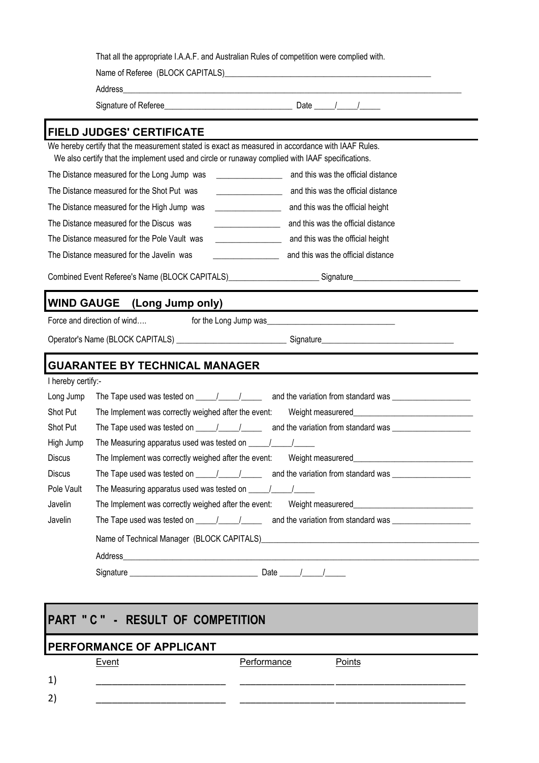That all the appropriate I.A.A.F. and Australian Rules of competition were complied with.

Name of Referee (BLOCK CAPITALS)___________________________________________________

Address_______________________________________________________________________________________

Signature of Referee_______________________________ Date _____/_____/_____

## FIELD JUDGES' CERTIFICATE

We hereby certify that the measurement stated is exact as measured in accordance with IAAF Rules.
We also certify that the implement used and circle or runaway complied with IAAF specifications.

The Distance measured for the Long Jump was ________________ and this was the official distance

The Distance measured for the Shot Put was ________________ and this was the official distance

The Distance measured for the High Jump was ________________ and this was the official height

The Distance measured for the Discus was ________________ and this was the official distance

The Distance measured for the Pole Vault was ________________ and this was the official height

The Distance measured for the Javelin was ________________ and this was the official distance

Combined Event Referee's Name (BLOCK CAPITALS)______________________ Signature__________________________

## WIND GAUGE (Long Jump only)

Force and direction of wind…. for the Long Jump was_______________________________

Operator's Name (BLOCK CAPITALS) ___________________________ Signature________________________________

## GUARANTEE BY TECHNICAL MANAGER

I hereby certify:-

| | |
|---|---|
| Long Jump | The Tape used was tested on _____/_____/_____ and the variation from standard was ___________________ |
| Shot Put | The Implement was correctly weighed after the event: Weight measurered____________________________ |
| Shot Put | The Tape used was tested on _____/_____/_____ and the variation from standard was ___________________ |
| High Jump | The Measuring apparatus used was tested on _____/_____/_____ |
| Discus | The Implement was correctly weighed after the event: Weight measurered____________________________ |
| Discus | The Tape used was tested on _____/_____/_____ and the variation from standard was ___________________ |
| Pole Vault | The Measuring apparatus used was tested on _____/_____/_____ |
| Javelin | The Implement was correctly weighed after the event: Weight measurered____________________________ |
| Javelin | The Tape used was tested on _____/_____/_____ and the variation from standard was ___________________ |

Name of Technical Manager (BLOCK CAPITALS)_____________________________________________________

Address_______________________________________________________________________________________

Signature _______________________________ Date _____/_____/_____

# PART " C " - RESULT OF COMPETITION

## PERFORMANCE OF APPLICANT

| | Event | Performance | Points |
|---|---|---|---|
| 1) | __________________________ | ___________________ | __________________________ |
| 2) | __________________________ | ___________________ | __________________________ |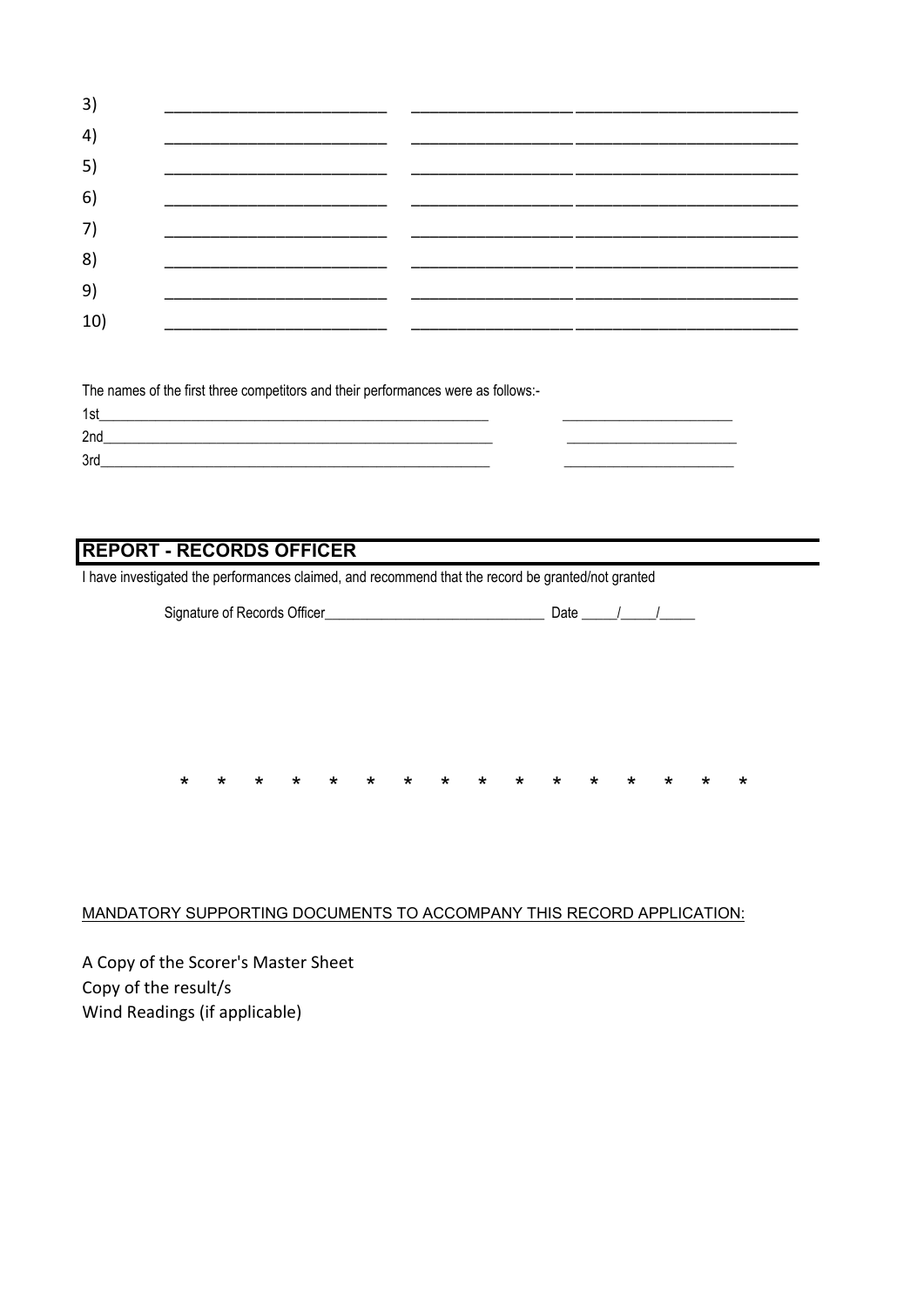3) ________________________ ________________________ ________________________

4) ________________________ ________________________ ________________________

5) ________________________ ________________________ ________________________

6) ________________________ ________________________ ________________________

7) ________________________ ________________________ ________________________

8) ________________________ ________________________ ________________________

9) ________________________ ________________________ ________________________

10) ________________________ ________________________ ________________________

The names of the first three competitors and their performances were as follows:-

1st______________________________________________________ ______________________

2nd______________________________________________________ ______________________

3rd______________________________________________________ ______________________

## REPORT - RECORDS OFFICER

I have investigated the performances claimed, and recommend that the record be granted/not granted

Signature of Records Officer______________________________ Date _____/_____/_____

* * * * * * * * * * * * * * * *

MANDATORY SUPPORTING DOCUMENTS TO ACCOMPANY THIS RECORD APPLICATION:

A Copy of the Scorer's Master Sheet
Copy of the result/s
Wind Readings (if applicable)